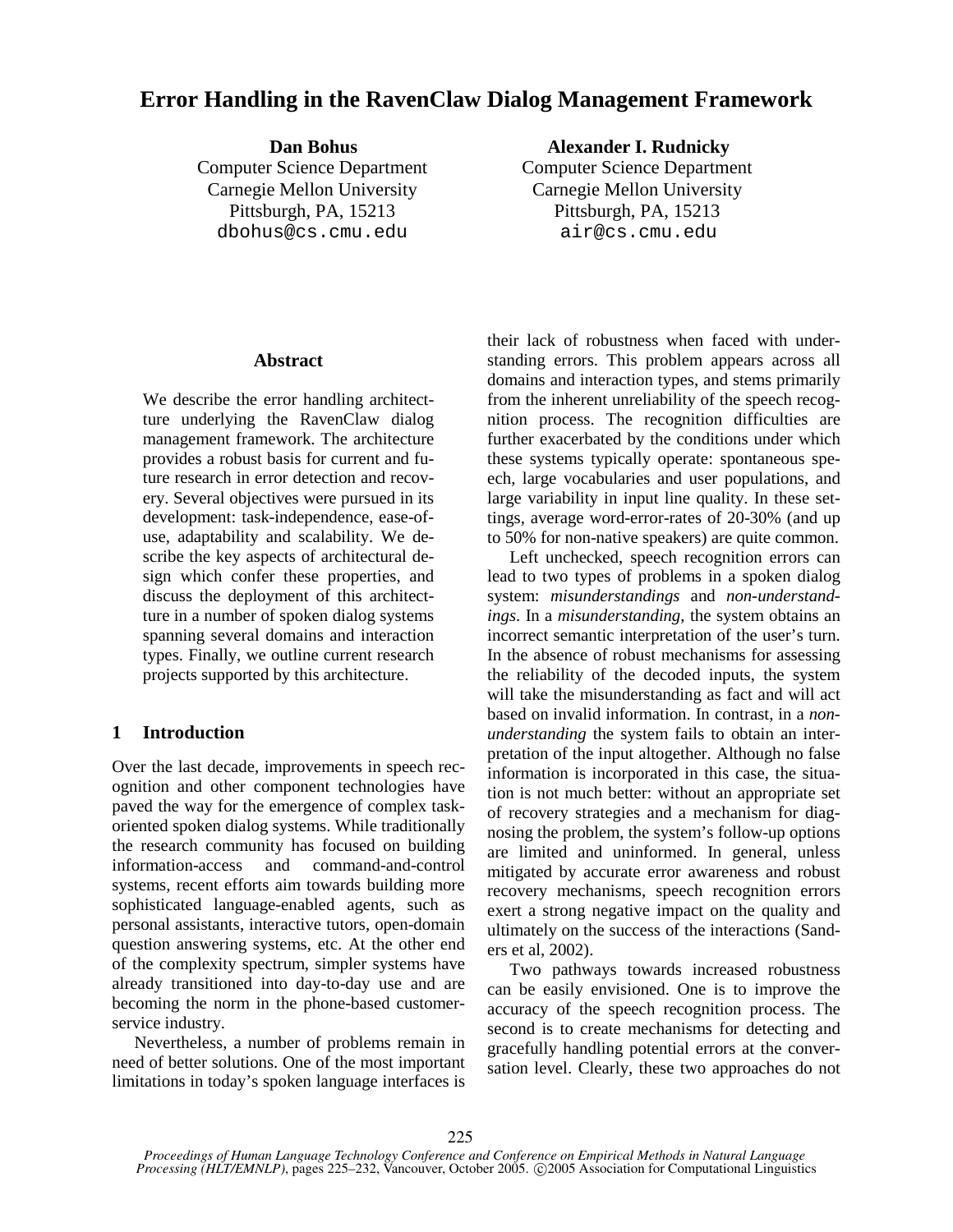# Error Handling in the RavenClaw Dialog Management Framework

**Dan Bohus**
Computer Science Department
Carnegie Mellon University
Pittsburgh, PA, 15213
dbohus@cs.cmu.edu

**Alexander I. Rudnicky**
Computer Science Department
Carnegie Mellon University
Pittsburgh, PA, 15213
air@cs.cmu.edu

### Abstract

We describe the error handling architectture underlying the RavenClaw dialog management framework. The architecture provides a robust basis for current and future research in error detection and recovery. Several objectives were pursued in its development: task-independence, ease-of-use, adaptability and scalability. We describe the key aspects of architectural design which confer these properties, and discuss the deployment of this architectture in a number of spoken dialog systems spanning several domains and interaction types. Finally, we outline current research projects supported by this architecture.

## 1 Introduction

Over the last decade, improvements in speech recognition and other component technologies have paved the way for the emergence of complex task-oriented spoken dialog systems. While traditionally the research community has focused on building information-access and command-and-control systems, recent efforts aim towards building more sophisticated language-enabled agents, such as personal assistants, interactive tutors, open-domain question answering systems, etc. At the other end of the complexity spectrum, simpler systems have already transitioned into day-to-day use and are becoming the norm in the phone-based customer-service industry.

Nevertheless, a number of problems remain in need of better solutions. One of the most important limitations in today's spoken language interfaces is their lack of robustness when faced with understanding errors. This problem appears across all domains and interaction types, and stems primarily from the inherent unreliability of the speech recognition process. The recognition difficulties are further exacerbated by the conditions under which these systems typically operate: spontaneous speech, large vocabularies and user populations, and large variability in input line quality. In these settings, average word-error-rates of 20-30% (and up to 50% for non-native speakers) are quite common.

Left unchecked, speech recognition errors can lead to two types of problems in a spoken dialog system: *misunderstandings* and *non-understandings*. In a *misunderstanding*, the system obtains an incorrect semantic interpretation of the user's turn. In the absence of robust mechanisms for assessing the reliability of the decoded inputs, the system will take the misunderstanding as fact and will act based on invalid information. In contrast, in a *non-understanding* the system fails to obtain an interpretation of the input altogether. Although no false information is incorporated in this case, the situation is not much better: without an appropriate set of recovery strategies and a mechanism for diagnosing the problem, the system's follow-up options are limited and uninformed. In general, unless mitigated by accurate error awareness and robust recovery mechanisms, speech recognition errors exert a strong negative impact on the quality and ultimately on the success of the interactions (Sanders et al, 2002).

Two pathways towards increased robustness can be easily envisioned. One is to improve the accuracy of the speech recognition process. The second is to create mechanisms for detecting and gracefully handling potential errors at the conversation level. Clearly, these two approaches do not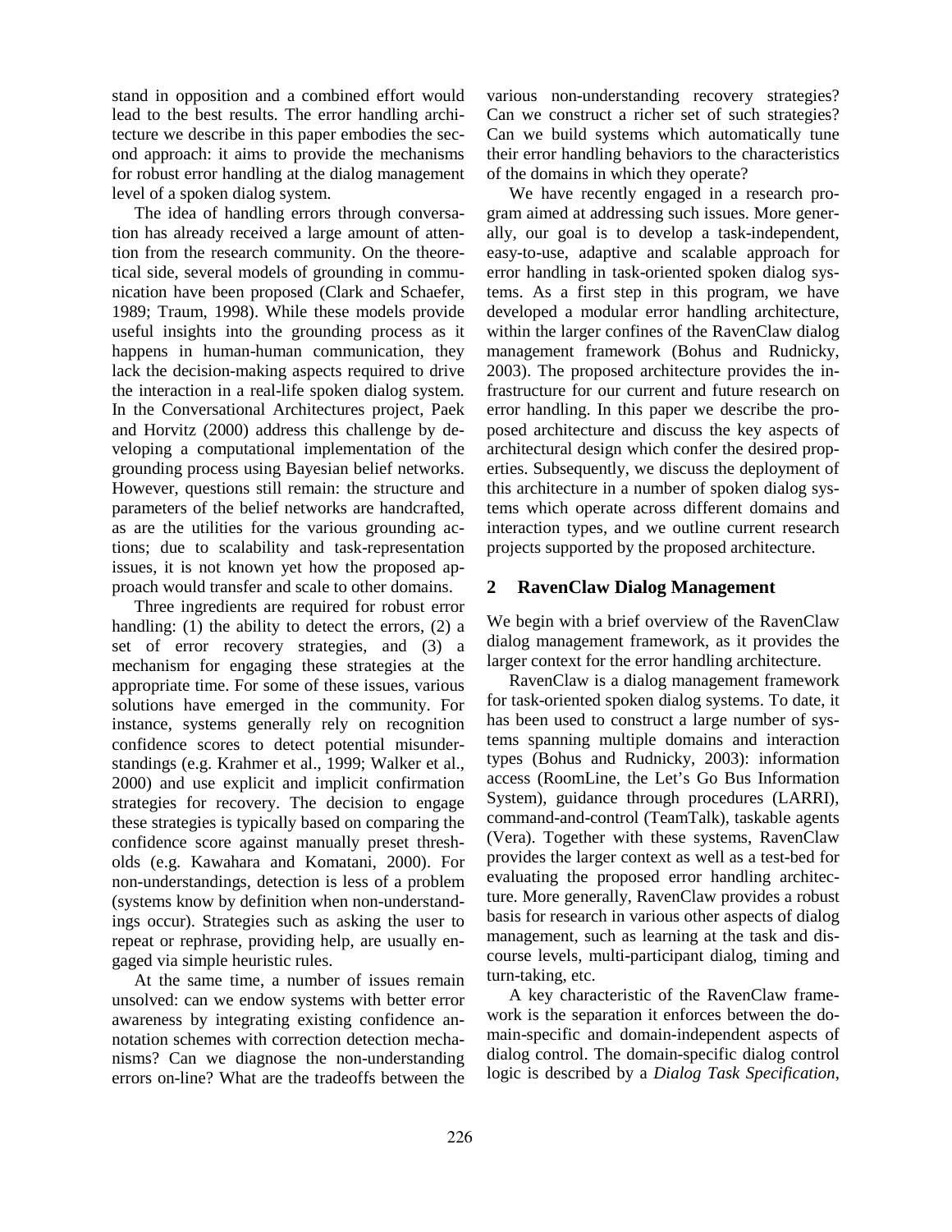stand in opposition and a combined effort would lead to the best results. The error handling architecture we describe in this paper embodies the second approach: it aims to provide the mechanisms for robust error handling at the dialog management level of a spoken dialog system.

The idea of handling errors through conversation has already received a large amount of attention from the research community. On the theoretical side, several models of grounding in communication have been proposed (Clark and Schaefer, 1989; Traum, 1998). While these models provide useful insights into the grounding process as it happens in human-human communication, they lack the decision-making aspects required to drive the interaction in a real-life spoken dialog system. In the Conversational Architectures project, Paek and Horvitz (2000) address this challenge by developing a computational implementation of the grounding process using Bayesian belief networks. However, questions still remain: the structure and parameters of the belief networks are handcrafted, as are the utilities for the various grounding actions; due to scalability and task-representation issues, it is not known yet how the proposed approach would transfer and scale to other domains.

Three ingredients are required for robust error handling: (1) the ability to detect the errors, (2) a set of error recovery strategies, and (3) a mechanism for engaging these strategies at the appropriate time. For some of these issues, various solutions have emerged in the community. For instance, systems generally rely on recognition confidence scores to detect potential misunderstandings (e.g. Krahmer et al., 1999; Walker et al., 2000) and use explicit and implicit confirmation strategies for recovery. The decision to engage these strategies is typically based on comparing the confidence score against manually preset thresholds (e.g. Kawahara and Komatani, 2000). For non-understandings, detection is less of a problem (systems know by definition when non-understandings occur). Strategies such as asking the user to repeat or rephrase, providing help, are usually engaged via simple heuristic rules.

At the same time, a number of issues remain unsolved: can we endow systems with better error awareness by integrating existing confidence annotation schemes with correction detection mechanisms? Can we diagnose the non-understanding errors on-line? What are the tradeoffs between the various non-understanding recovery strategies? Can we construct a richer set of such strategies? Can we build systems which automatically tune their error handling behaviors to the characteristics of the domains in which they operate?

We have recently engaged in a research program aimed at addressing such issues. More generally, our goal is to develop a task-independent, easy-to-use, adaptive and scalable approach for error handling in task-oriented spoken dialog systems. As a first step in this program, we have developed a modular error handling architecture, within the larger confines of the RavenClaw dialog management framework (Bohus and Rudnicky, 2003). The proposed architecture provides the infrastructure for our current and future research on error handling. In this paper we describe the proposed architecture and discuss the key aspects of architectural design which confer the desired properties. Subsequently, we discuss the deployment of this architecture in a number of spoken dialog systems which operate across different domains and interaction types, and we outline current research projects supported by the proposed architecture.

## 2 RavenClaw Dialog Management

We begin with a brief overview of the RavenClaw dialog management framework, as it provides the larger context for the error handling architecture.

RavenClaw is a dialog management framework for task-oriented spoken dialog systems. To date, it has been used to construct a large number of systems spanning multiple domains and interaction types (Bohus and Rudnicky, 2003): information access (RoomLine, the Let's Go Bus Information System), guidance through procedures (LARRI), command-and-control (TeamTalk), taskable agents (Vera). Together with these systems, RavenClaw provides the larger context as well as a test-bed for evaluating the proposed error handling architecture. More generally, RavenClaw provides a robust basis for research in various other aspects of dialog management, such as learning at the task and discourse levels, multi-participant dialog, timing and turn-taking, etc.

A key characteristic of the RavenClaw framework is the separation it enforces between the domain-specific and domain-independent aspects of dialog control. The domain-specific dialog control logic is described by a *Dialog Task Specification*,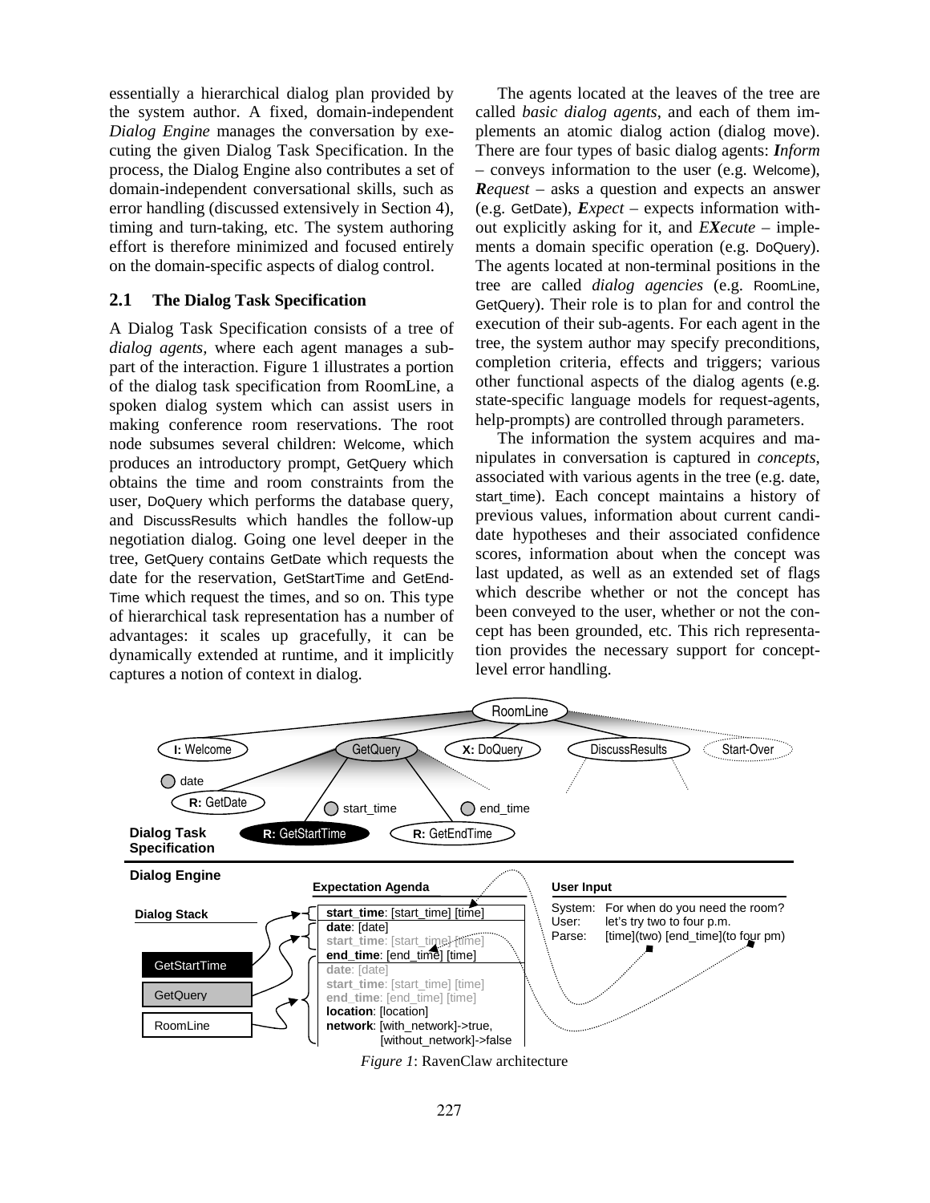essentially a hierarchical dialog plan provided by the system author. A fixed, domain-independent *Dialog Engine* manages the conversation by executing the given Dialog Task Specification. In the process, the Dialog Engine also contributes a set of domain-independent conversational skills, such as error handling (discussed extensively in Section 4), timing and turn-taking, etc. The system authoring effort is therefore minimized and focused entirely on the domain-specific aspects of dialog control.

## 2.1 The Dialog Task Specification

A Dialog Task Specification consists of a tree of *dialog agents*, where each agent manages a subpart of the interaction. Figure 1 illustrates a portion of the dialog task specification from RoomLine, a spoken dialog system which can assist users in making conference room reservations. The root node subsumes several children: Welcome, which produces an introductory prompt, GetQuery which obtains the time and room constraints from the user, DoQuery which performs the database query, and DiscussResults which handles the follow-up negotiation dialog. Going one level deeper in the tree, GetQuery contains GetDate which requests the date for the reservation, GetStartTime and GetEndTime which request the times, and so on. This type of hierarchical task representation has a number of advantages: it scales up gracefully, it can be dynamically extended at runtime, and it implicitly captures a notion of context in dialog.

The agents located at the leaves of the tree are called *basic dialog agents*, and each of them implements an atomic dialog action (dialog move). There are four types of basic dialog agents: ***I****nform* – conveys information to the user (e.g. Welcome), ***R****equest* – asks a question and expects an answer (e.g. GetDate), ***E****xpect* – expects information without explicitly asking for it, and ***EX****ecute* – implements a domain specific operation (e.g. DoQuery). The agents located at non-terminal positions in the tree are called *dialog agencies* (e.g. RoomLine, GetQuery). Their role is to plan for and control the execution of their sub-agents. For each agent in the tree, the system author may specify preconditions, completion criteria, effects and triggers; various other functional aspects of the dialog agents (e.g. state-specific language models for request-agents, help-prompts) are controlled through parameters.

The information the system acquires and manipulates in conversation is captured in *concepts*, associated with various agents in the tree (e.g. date, start_time). Each concept maintains a history of previous values, information about current candidate hypotheses and their associated confidence scores, information about when the concept was last updated, as well as an extended set of flags which describe whether or not the concept has been conveyed to the user, whether or not the concept has been grounded, etc. This rich representation provides the necessary support for concept-level error handling.

*Figure 1*: RavenClaw architecture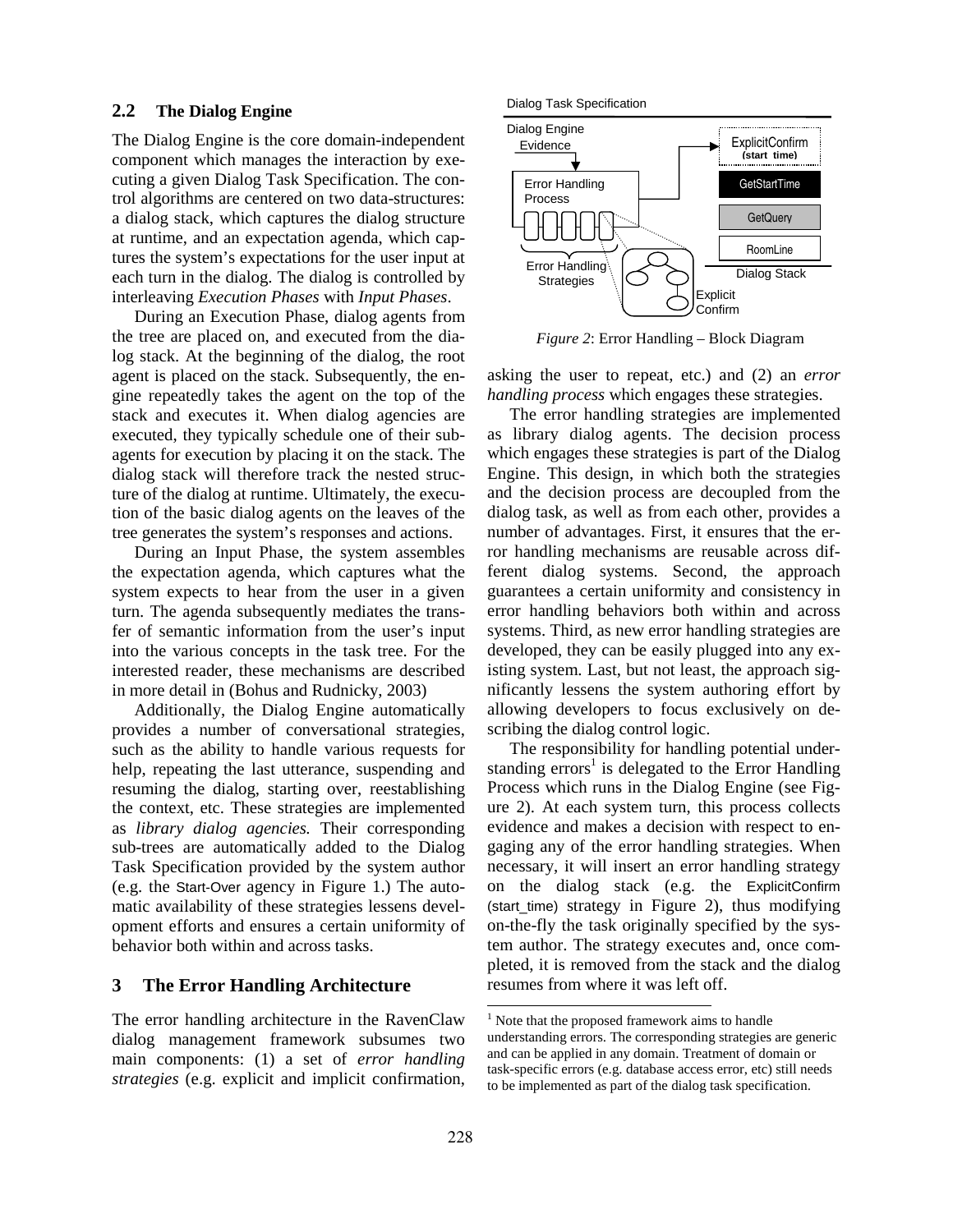## 2.2 The Dialog Engine

The Dialog Engine is the core domain-independent component which manages the interaction by executing a given Dialog Task Specification. The control algorithms are centered on two data-structures: a dialog stack, which captures the dialog structure at runtime, and an expectation agenda, which captures the system's expectations for the user input at each turn in the dialog. The dialog is controlled by interleaving *Execution Phases* with *Input Phases*.

During an Execution Phase, dialog agents from the tree are placed on, and executed from the dialog stack. At the beginning of the dialog, the root agent is placed on the stack. Subsequently, the engine repeatedly takes the agent on the top of the stack and executes it. When dialog agencies are executed, they typically schedule one of their subagents for execution by placing it on the stack. The dialog stack will therefore track the nested structure of the dialog at runtime. Ultimately, the execution of the basic dialog agents on the leaves of the tree generates the system's responses and actions.

During an Input Phase, the system assembles the expectation agenda, which captures what the system expects to hear from the user in a given turn. The agenda subsequently mediates the transfer of semantic information from the user's input into the various concepts in the task tree. For the interested reader, these mechanisms are described in more detail in (Bohus and Rudnicky, 2003)

Additionally, the Dialog Engine automatically provides a number of conversational strategies, such as the ability to handle various requests for help, repeating the last utterance, suspending and resuming the dialog, starting over, reestablishing the context, etc. These strategies are implemented as *library dialog agencies.* Their corresponding sub-trees are automatically added to the Dialog Task Specification provided by the system author (e.g. the Start-Over agency in Figure 1.) The automatic availability of these strategies lessens development efforts and ensures a certain uniformity of behavior both within and across tasks.

# 3 The Error Handling Architecture

The error handling architecture in the RavenClaw dialog management framework subsumes two main components: (1) a set of *error handling strategies* (e.g. explicit and implicit confirmation, asking the user to repeat, etc.) and (2) an *error handling process* which engages these strategies.

Dialog Task Specification

Dialog Engine Evidence

Error Handling Process

Error Handling Strategies

Explicit Confirm

ExplicitConfirm (start_time)

GetStartTime

GetQuery

RoomLine

Dialog Stack

*Figure 2*: Error Handling – Block Diagram

The error handling strategies are implemented as library dialog agents. The decision process which engages these strategies is part of the Dialog Engine. This design, in which both the strategies and the decision process are decoupled from the dialog task, as well as from each other, provides a number of advantages. First, it ensures that the error handling mechanisms are reusable across different dialog systems. Second, the approach guarantees a certain uniformity and consistency in error handling behaviors both within and across systems. Third, as new error handling strategies are developed, they can be easily plugged into any existing system. Last, but not least, the approach significantly lessens the system authoring effort by allowing developers to focus exclusively on describing the dialog control logic.

The responsibility for handling potential understanding errors[1] is delegated to the Error Handling Process which runs in the Dialog Engine (see Figure 2). At each system turn, this process collects evidence and makes a decision with respect to engaging any of the error handling strategies. When necessary, it will insert an error handling strategy on the dialog stack (e.g. the ExplicitConfirm (start_time) strategy in Figure 2), thus modifying on-the-fly the task originally specified by the system author. The strategy executes and, once completed, it is removed from the stack and the dialog resumes from where it was left off.

[1] Note that the proposed framework aims to handle understanding errors. The corresponding strategies are generic and can be applied in any domain. Treatment of domain or task-specific errors (e.g. database access error, etc) still needs to be implemented as part of the dialog task specification.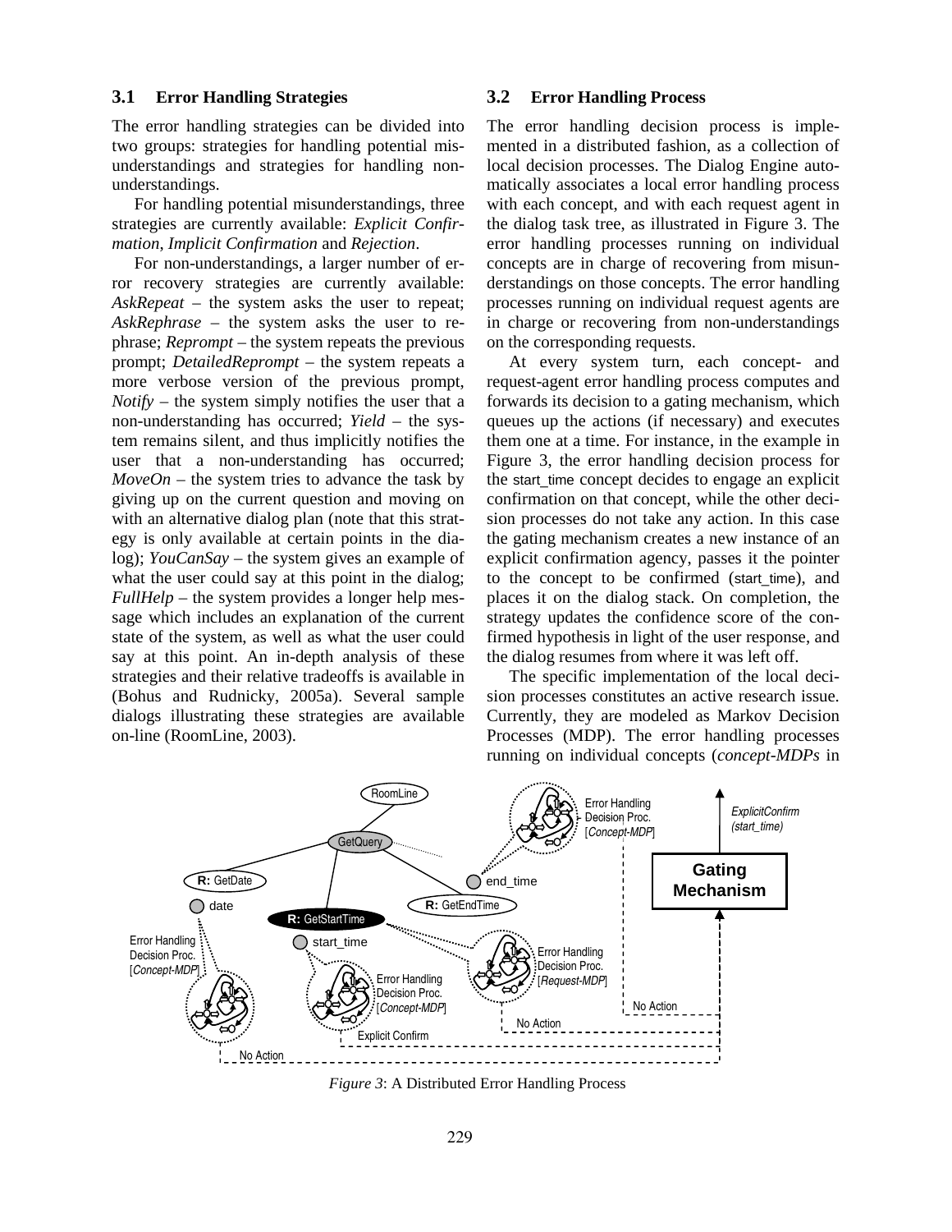### 3.1 Error Handling Strategies

The error handling strategies can be divided into two groups: strategies for handling potential misunderstandings and strategies for handling non-understandings.

For handling potential misunderstandings, three strategies are currently available: *Explicit Confirmation*, *Implicit Confirmation* and *Rejection*.

For non-understandings, a larger number of error recovery strategies are currently available: *AskRepeat* – the system asks the user to repeat; *AskRephrase* – the system asks the user to rephrase; *Reprompt* – the system repeats the previous prompt; *DetailedReprompt* – the system repeats a more verbose version of the previous prompt, *Notify* – the system simply notifies the user that a non-understanding has occurred; *Yield* – the system remains silent, and thus implicitly notifies the user that a non-understanding has occurred; *MoveOn* – the system tries to advance the task by giving up on the current question and moving on with an alternative dialog plan (note that this strategy is only available at certain points in the dialog); *YouCanSay* – the system gives an example of what the user could say at this point in the dialog; *FullHelp* – the system provides a longer help message which includes an explanation of the current state of the system, as well as what the user could say at this point. An in-depth analysis of these strategies and their relative tradeoffs is available in (Bohus and Rudnicky, 2005a). Several sample dialogs illustrating these strategies are available on-line (RoomLine, 2003).

### 3.2 Error Handling Process

The error handling decision process is implemented in a distributed fashion, as a collection of local decision processes. The Dialog Engine automatically associates a local error handling process with each concept, and with each request agent in the dialog task tree, as illustrated in Figure 3. The error handling processes running on individual concepts are in charge of recovering from misunderstandings on those concepts. The error handling processes running on individual request agents are in charge or recovering from non-understandings on the corresponding requests.

At every system turn, each concept- and request-agent error handling process computes and forwards its decision to a gating mechanism, which queues up the actions (if necessary) and executes them one at a time. For instance, in the example in Figure 3, the error handling decision process for the start_time concept decides to engage an explicit confirmation on that concept, while the other decision processes do not take any action. In this case the gating mechanism creates a new instance of an explicit confirmation agency, passes it the pointer to the concept to be confirmed (start_time), and places it on the dialog stack. On completion, the strategy updates the confidence score of the confirmed hypothesis in light of the user response, and the dialog resumes from where it was left off.

The specific implementation of the local decision processes constitutes an active research issue. Currently, they are modeled as Markov Decision Processes (MDP). The error handling processes running on individual concepts (*concept-MDPs* in

*Figure 3*: A Distributed Error Handling Process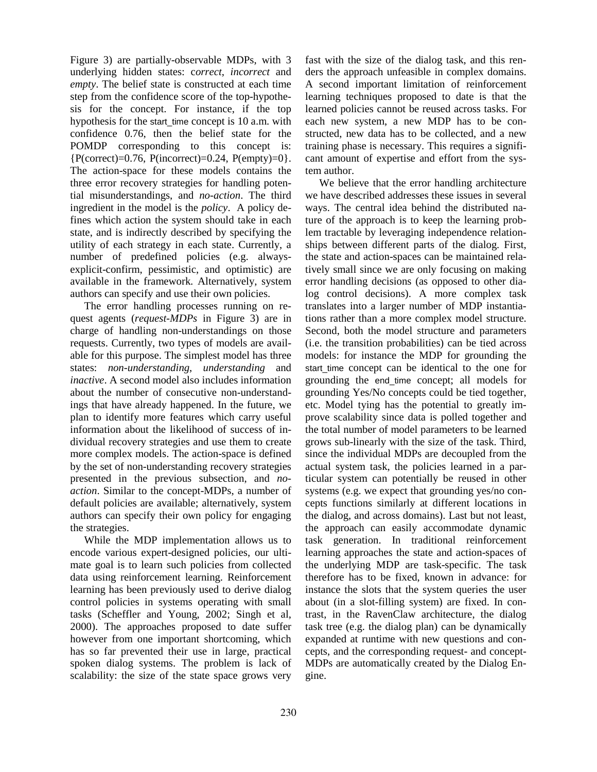Figure 3) are partially-observable MDPs, with 3 underlying hidden states: *correct*, *incorrect* and *empty*. The belief state is constructed at each time step from the confidence score of the top-hypothesis for the concept. For instance, if the top hypothesis for the start_time concept is 10 a.m. with confidence 0.76, then the belief state for the POMDP corresponding to this concept is: {P(correct)=0.76, P(incorrect)=0.24, P(empty)=0}. The action-space for these models contains the three error recovery strategies for handling potential misunderstandings, and *no-action*. The third ingredient in the model is the *policy*. A policy defines which action the system should take in each state, and is indirectly described by specifying the utility of each strategy in each state. Currently, a number of predefined policies (e.g. always-explicit-confirm, pessimistic, and optimistic) are available in the framework. Alternatively, system authors can specify and use their own policies.

The error handling processes running on request agents (*request-MDPs* in Figure 3) are in charge of handling non-understandings on those requests. Currently, two types of models are available for this purpose. The simplest model has three states: *non-understanding*, *understanding* and *inactive*. A second model also includes information about the number of consecutive non-understandings that have already happened. In the future, we plan to identify more features which carry useful information about the likelihood of success of individual recovery strategies and use them to create more complex models. The action-space is defined by the set of non-understanding recovery strategies presented in the previous subsection, and *no-action*. Similar to the concept-MDPs, a number of default policies are available; alternatively, system authors can specify their own policy for engaging the strategies.

While the MDP implementation allows us to encode various expert-designed policies, our ultimate goal is to learn such policies from collected data using reinforcement learning. Reinforcement learning has been previously used to derive dialog control policies in systems operating with small tasks (Scheffler and Young, 2002; Singh et al, 2000). The approaches proposed to date suffer however from one important shortcoming, which has so far prevented their use in large, practical spoken dialog systems. The problem is lack of scalability: the size of the state space grows very fast with the size of the dialog task, and this renders the approach unfeasible in complex domains. A second important limitation of reinforcement learning techniques proposed to date is that the learned policies cannot be reused across tasks. For each new system, a new MDP has to be constructed, new data has to be collected, and a new training phase is necessary. This requires a significant amount of expertise and effort from the system author.

We believe that the error handling architecture we have described addresses these issues in several ways. The central idea behind the distributed nature of the approach is to keep the learning problem tractable by leveraging independence relationships between different parts of the dialog. First, the state and action-spaces can be maintained relatively small since we are only focusing on making error handling decisions (as opposed to other dialog control decisions). A more complex task translates into a larger number of MDP instantiations rather than a more complex model structure. Second, both the model structure and parameters (i.e. the transition probabilities) can be tied across models: for instance the MDP for grounding the start_time concept can be identical to the one for grounding the end_time concept; all models for grounding Yes/No concepts could be tied together, etc. Model tying has the potential to greatly improve scalability since data is polled together and the total number of model parameters to be learned grows sub-linearly with the size of the task. Third, since the individual MDPs are decoupled from the actual system task, the policies learned in a particular system can potentially be reused in other systems (e.g. we expect that grounding yes/no concepts functions similarly at different locations in the dialog, and across domains). Last but not least, the approach can easily accommodate dynamic task generation. In traditional reinforcement learning approaches the state and action-spaces of the underlying MDP are task-specific. The task therefore has to be fixed, known in advance: for instance the slots that the system queries the user about (in a slot-filling system) are fixed. In contrast, in the RavenClaw architecture, the dialog task tree (e.g. the dialog plan) can be dynamically expanded at runtime with new questions and concepts, and the corresponding request- and concept-MDPs are automatically created by the Dialog Engine.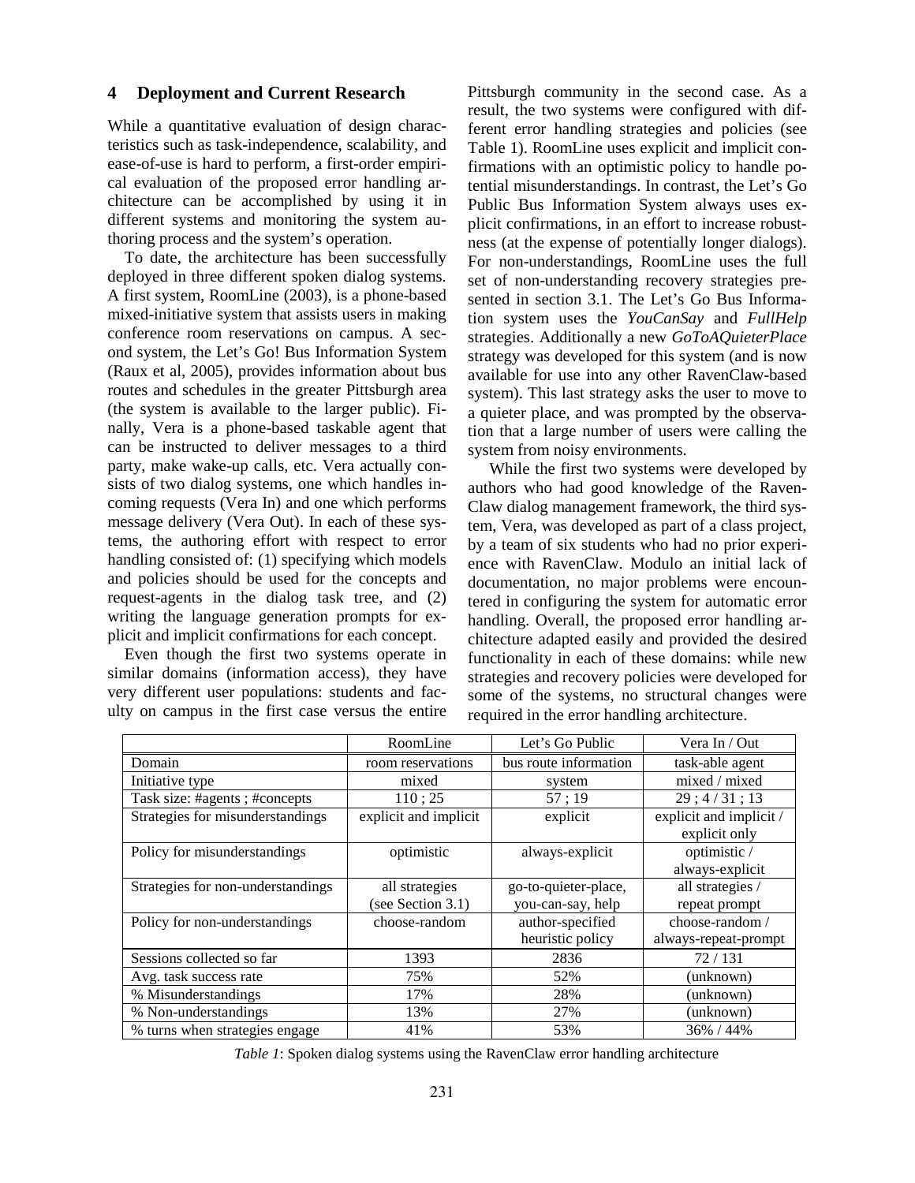## 4 Deployment and Current Research

While a quantitative evaluation of design characteristics such as task-independence, scalability, and ease-of-use is hard to perform, a first-order empirical evaluation of the proposed error handling architecture can be accomplished by using it in different systems and monitoring the system authoring process and the system's operation.

To date, the architecture has been successfully deployed in three different spoken dialog systems. A first system, RoomLine (2003), is a phone-based mixed-initiative system that assists users in making conference room reservations on campus. A second system, the Let's Go! Bus Information System (Raux et al, 2005), provides information about bus routes and schedules in the greater Pittsburgh area (the system is available to the larger public). Finally, Vera is a phone-based taskable agent that can be instructed to deliver messages to a third party, make wake-up calls, etc. Vera actually consists of two dialog systems, one which handles incoming requests (Vera In) and one which performs message delivery (Vera Out). In each of these systems, the authoring effort with respect to error handling consisted of: (1) specifying which models and policies should be used for the concepts and request-agents in the dialog task tree, and (2) writing the language generation prompts for explicit and implicit confirmations for each concept.

Even though the first two systems operate in similar domains (information access), they have very different user populations: students and faculty on campus in the first case versus the entire Pittsburgh community in the second case. As a result, the two systems were configured with different error handling strategies and policies (see Table 1). RoomLine uses explicit and implicit confirmations with an optimistic policy to handle potential misunderstandings. In contrast, the Let's Go Public Bus Information System always uses explicit confirmations, in an effort to increase robustness (at the expense of potentially longer dialogs). For non-understandings, RoomLine uses the full set of non-understanding recovery strategies presented in section 3.1. The Let's Go Bus Information system uses the *YouCanSay* and *FullHelp* strategies. Additionally a new *GoToAQuieterPlace* strategy was developed for this system (and is now available for use into any other RavenClaw-based system). This last strategy asks the user to move to a quieter place, and was prompted by the observation that a large number of users were calling the system from noisy environments.

While the first two systems were developed by authors who had good knowledge of the RavenClaw dialog management framework, the third system, Vera, was developed as part of a class project, by a team of six students who had no prior experience with RavenClaw. Modulo an initial lack of documentation, no major problems were encountered in configuring the system for automatic error handling. Overall, the proposed error handling architecture adapted easily and provided the desired functionality in each of these domains: while new strategies and recovery policies were developed for some of the systems, no structural changes were required in the error handling architecture.

| | RoomLine | Let's Go Public | Vera In / Out |
|---|---|---|---|
| Domain | room reservations | bus route information | task-able agent |
| Initiative type | mixed | system | mixed / mixed |
| Task size: #agents ; #concepts | 110 ; 25 | 57 ; 19 | 29 ; 4 / 31 ; 13 |
| Strategies for misunderstandings | explicit and implicit | explicit | explicit and implicit / explicit only |
| Policy for misunderstandings | optimistic | always-explicit | optimistic / always-explicit |
| Strategies for non-understandings | all strategies (see Section 3.1) | go-to-quieter-place, you-can-say, help | all strategies / repeat prompt |
| Policy for non-understandings | choose-random | author-specified heuristic policy | choose-random / always-repeat-prompt |
| Sessions collected so far | 1393 | 2836 | 72 / 131 |
| Avg. task success rate | 75% | 52% | (unknown) |
| % Misunderstandings | 17% | 28% | (unknown) |
| % Non-understandings | 13% | 27% | (unknown) |
| % turns when strategies engage | 41% | 53% | 36% / 44% |

*Table 1*: Spoken dialog systems using the RavenClaw error handling architecture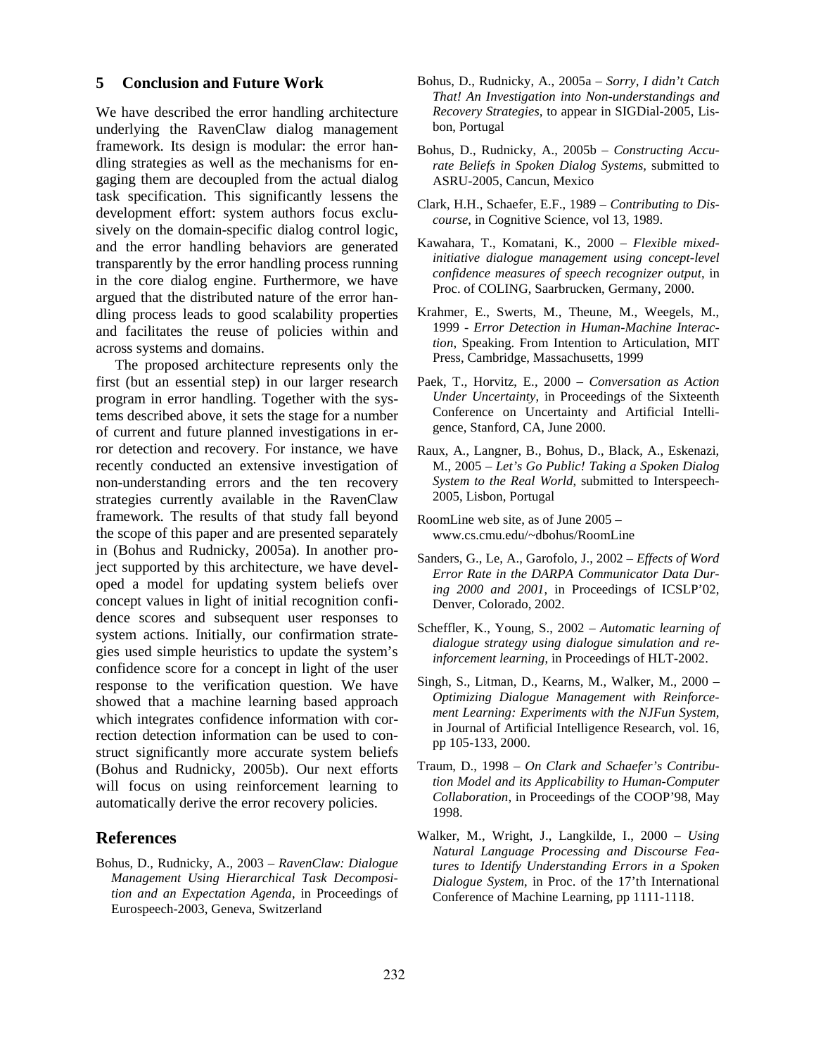## 5 Conclusion and Future Work

We have described the error handling architecture underlying the RavenClaw dialog management framework. Its design is modular: the error handling strategies as well as the mechanisms for engaging them are decoupled from the actual dialog task specification. This significantly lessens the development effort: system authors focus exclusively on the domain-specific dialog control logic, and the error handling behaviors are generated transparently by the error handling process running in the core dialog engine. Furthermore, we have argued that the distributed nature of the error handling process leads to good scalability properties and facilitates the reuse of policies within and across systems and domains.

The proposed architecture represents only the first (but an essential step) in our larger research program in error handling. Together with the systems described above, it sets the stage for a number of current and future planned investigations in error detection and recovery. For instance, we have recently conducted an extensive investigation of non-understanding errors and the ten recovery strategies currently available in the RavenClaw framework. The results of that study fall beyond the scope of this paper and are presented separately in (Bohus and Rudnicky, 2005a). In another project supported by this architecture, we have developed a model for updating system beliefs over concept values in light of initial recognition confidence scores and subsequent user responses to system actions. Initially, our confirmation strategies used simple heuristics to update the system's confidence score for a concept in light of the user response to the verification question. We have showed that a machine learning based approach which integrates confidence information with correction detection information can be used to construct significantly more accurate system beliefs (Bohus and Rudnicky, 2005b). Our next efforts will focus on using reinforcement learning to automatically derive the error recovery policies.

## References

Bohus, D., Rudnicky, A., 2003 – *RavenClaw: Dialogue Management Using Hierarchical Task Decomposition and an Expectation Agenda*, in Proceedings of Eurospeech-2003, Geneva, Switzerland

Bohus, D., Rudnicky, A., 2005a – *Sorry, I didn't Catch That! An Investigation into Non-understandings and Recovery Strategies*, to appear in SIGDial-2005, Lisbon, Portugal

Bohus, D., Rudnicky, A., 2005b – *Constructing Accurate Beliefs in Spoken Dialog Systems*, submitted to ASRU-2005, Cancun, Mexico

Clark, H.H., Schaefer, E.F., 1989 – *Contributing to Discourse*, in Cognitive Science, vol 13, 1989.

Kawahara, T., Komatani, K., 2000 – *Flexible mixed-initiative dialogue management using concept-level confidence measures of speech recognizer output*, in Proc. of COLING, Saarbrucken, Germany, 2000.

Krahmer, E., Swerts, M., Theune, M., Weegels, M., 1999 - *Error Detection in Human-Machine Interaction*, Speaking. From Intention to Articulation, MIT Press, Cambridge, Massachusetts, 1999

Paek, T., Horvitz, E., 2000 – *Conversation as Action Under Uncertainty*, in Proceedings of the Sixteenth Conference on Uncertainty and Artificial Intelligence, Stanford, CA, June 2000.

Raux, A., Langner, B., Bohus, D., Black, A., Eskenazi, M., 2005 – *Let's Go Public! Taking a Spoken Dialog System to the Real World*, submitted to Interspeech-2005, Lisbon, Portugal

RoomLine web site, as of June 2005 – www.cs.cmu.edu/~dbohus/RoomLine

Sanders, G., Le, A., Garofolo, J., 2002 – *Effects of Word Error Rate in the DARPA Communicator Data During 2000 and 2001*, in Proceedings of ICSLP'02, Denver, Colorado, 2002.

Scheffler, K., Young, S., 2002 – *Automatic learning of dialogue strategy using dialogue simulation and reinforcement learning*, in Proceedings of HLT-2002.

Singh, S., Litman, D., Kearns, M., Walker, M., 2000 – *Optimizing Dialogue Management with Reinforcement Learning: Experiments with the NJFun System*, in Journal of Artificial Intelligence Research, vol. 16, pp 105-133, 2000.

Traum, D., 1998 – *On Clark and Schaefer's Contribution Model and its Applicability to Human-Computer Collaboration*, in Proceedings of the COOP'98, May 1998.

Walker, M., Wright, J., Langkilde, I., 2000 – *Using Natural Language Processing and Discourse Features to Identify Understanding Errors in a Spoken Dialogue System*, in Proc. of the 17'th International Conference of Machine Learning, pp 1111-1118.